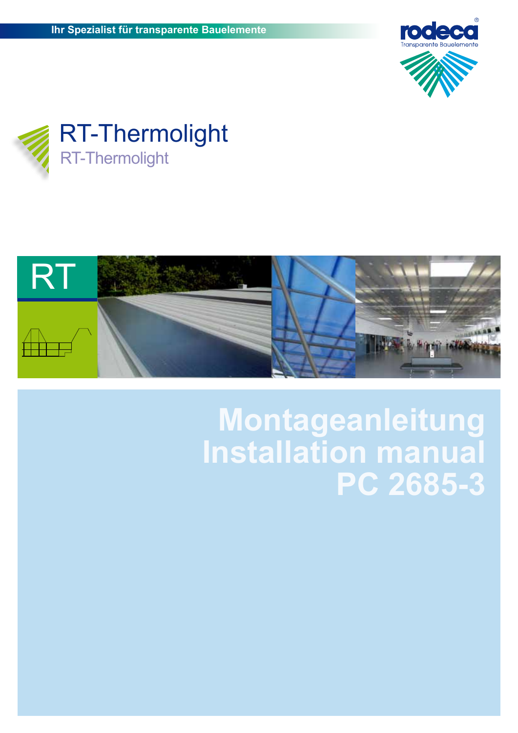Ihr Spezialist für transparente Bauelemente

rodeca®
Transparente Bauelemente

# RT-Thermolight

RT-Thermolight

RT

# Montageanleitung
# Installation manual
# PC 2685-3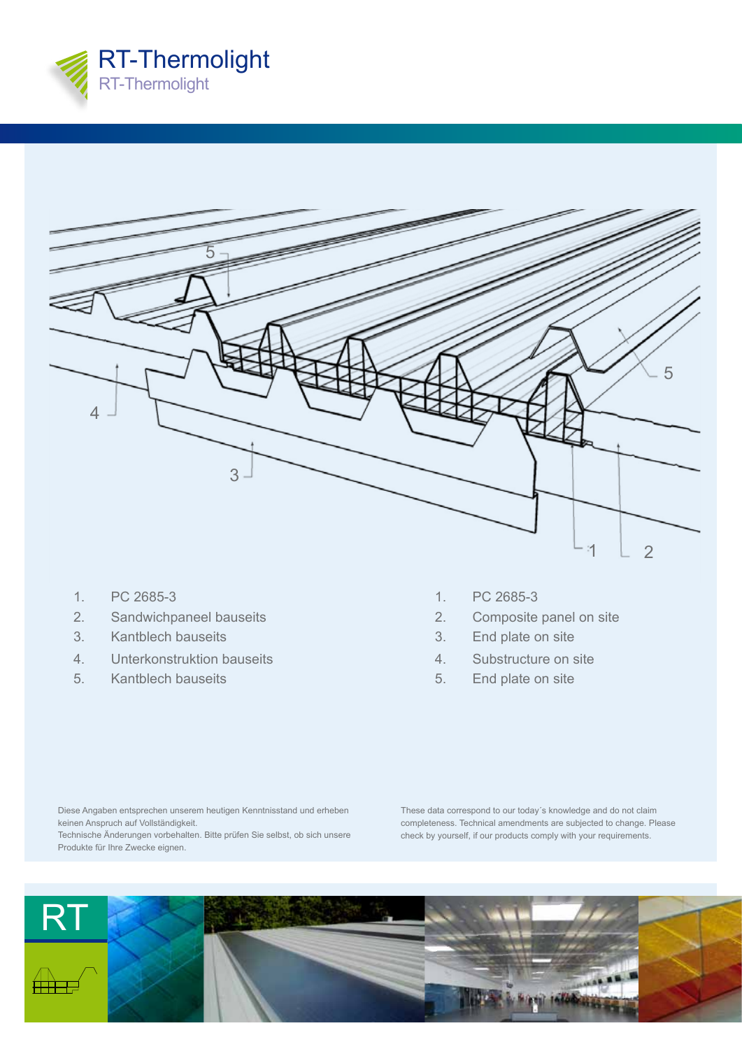# RT-Thermolight

RT-Thermolight

1. PC 2685-3
2. Sandwichpaneel bauseits
3. Kantblech bauseits
4. Unterkonstruktion bauseits
5. Kantblech bauseits

1. PC 2685-3
2. Composite panel on site
3. End plate on site
4. Substructure on site
5. End plate on site

Diese Angaben entsprechen unserem heutigen Kenntnisstand und erheben keinen Anspruch auf Vollständigkeit.
Technische Änderungen vorbehalten. Bitte prüfen Sie selbst, ob sich unsere Produkte für Ihre Zwecke eignen.

These data correspond to our today´s knowledge and do not claim completeness. Technical amendments are subjected to change. Please check by yourself, if our products comply with your requirements.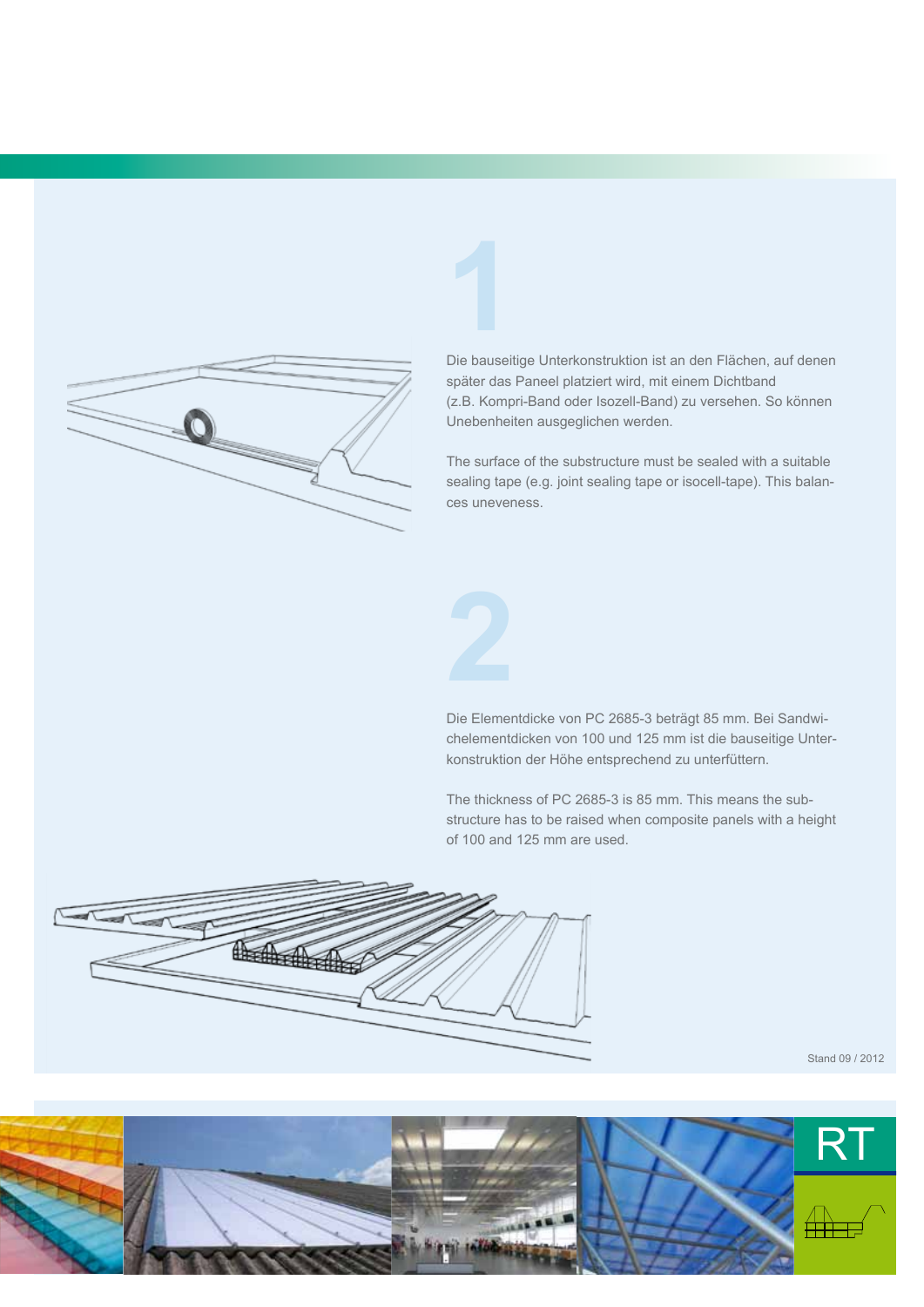# 1

Die bauseitige Unterkonstruktion ist an den Flächen, auf denen später das Paneel platziert wird, mit einem Dichtband (z.B. Kompri-Band oder Isozell-Band) zu versehen. So können Unebenheiten ausgeglichen werden.

The surface of the substructure must be sealed with a suitable sealing tape (e.g. joint sealing tape or isocell-tape). This balances uneveness.

# 2

Die Elementdicke von PC 2685-3 beträgt 85 mm. Bei Sandwichelementdicken von 100 und 125 mm ist die bauseitige Unterkonstruktion der Höhe entsprechend zu unterfüttern.

The thickness of PC 2685-3 is 85 mm. This means the substructure has to be raised when composite panels with a height of 100 and 125 mm are used.

Stand 09 / 2012

RT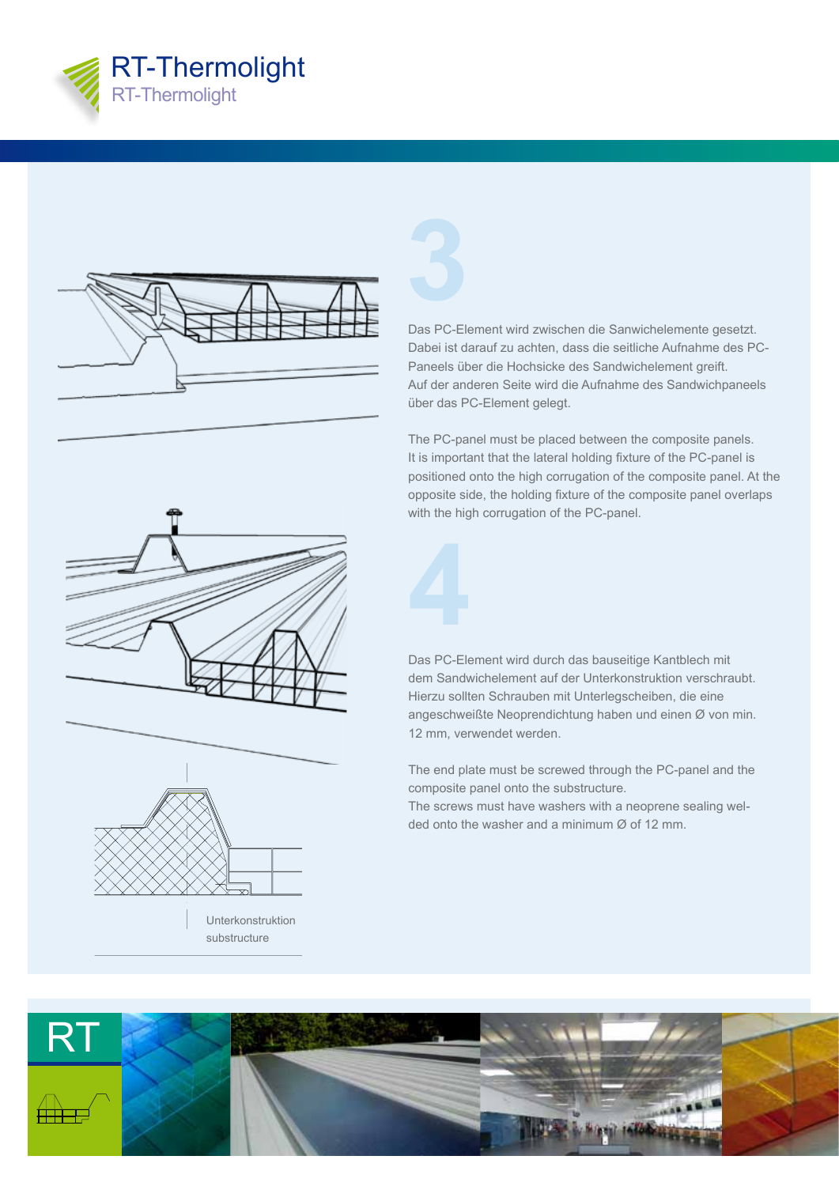# RT-Thermolight

RT-Thermolight

## 3

Das PC-Element wird zwischen die Sanwichelemente gesetzt. Dabei ist darauf zu achten, dass die seitliche Aufnahme des PC-Paneels über die Hochsicke des Sandwichelement greift. Auf der anderen Seite wird die Aufnahme des Sandwichpaneels über das PC-Element gelegt.

The PC-panel must be placed between the composite panels. It is important that the lateral holding fixture of the PC-panel is positioned onto the high corrugation of the composite panel. At the opposite side, the holding fixture of the composite panel overlaps with the high corrugation of the PC-panel.

## 4

Das PC-Element wird durch das bauseitige Kantblech mit dem Sandwichelement auf der Unterkonstruktion verschraubt. Hierzu sollten Schrauben mit Unterlegscheiben, die eine angeschweißte Neoprendichtung haben und einen Ø von min. 12 mm, verwendet werden.

The end plate must be screwed through the PC-panel and the composite panel onto the substructure. The screws must have washers with a neoprene sealing welded onto the washer and a minimum Ø of 12 mm.

Unterkonstruktion
substructure

RT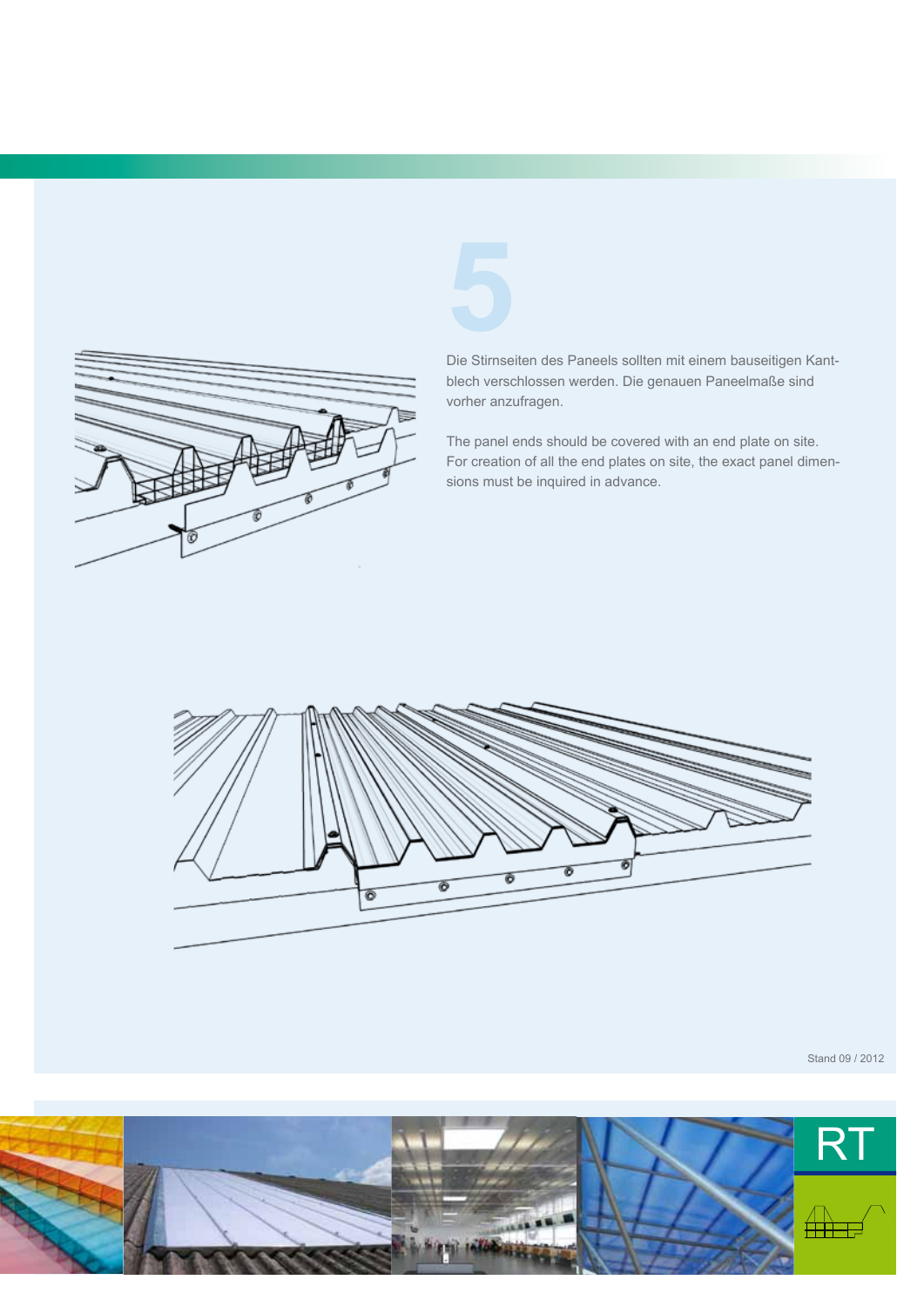5

Die Stirnseiten des Paneels sollten mit einem bauseitigen Kantblech verschlossen werden. Die genauen Paneelmaße sind vorher anzufragen.

The panel ends should be covered with an end plate on site. For creation of all the end plates on site, the exact panel dimensions must be inquired in advance.

Stand 09 / 2012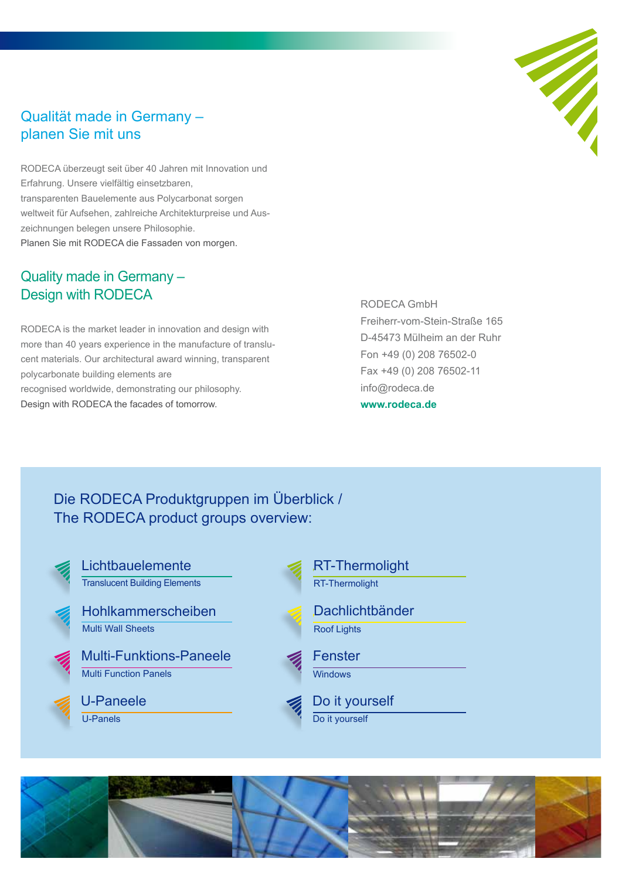## Qualität made in Germany – planen Sie mit uns

RODECA überzeugt seit über 40 Jahren mit Innovation und Erfahrung. Unsere vielfältig einsetzbaren, transparenten Bauelemente aus Polycarbonat sorgen weltweit für Aufsehen, zahlreiche Architekturpreise und Auszeichnungen belegen unsere Philosophie.
Planen Sie mit RODECA die Fassaden von morgen.

## Quality made in Germany – Design with RODECA

RODECA is the market leader in innovation and design with more than 40 years experience in the manufacture of translucent materials. Our architectural award winning, transparent polycarbonate building elements are recognised worldwide, demonstrating our philosophy.
Design with RODECA the facades of tomorrow.

RODECA GmbH
Freiherr-vom-Stein-Straße 165
D-45473 Mülheim an der Ruhr
Fon +49 (0) 208 76502-0
Fax +49 (0) 208 76502-11
info@rodeca.de
**www.rodeca.de**

## Die RODECA Produktgruppen im Überblick / The RODECA product groups overview:

- Lichtbauelemente – Translucent Building Elements
- Hohlkammerscheiben – Multi Wall Sheets
- Multi-Funktions-Paneele – Multi Function Panels
- U-Paneele – U-Panels
- RT-Thermolight – RT-Thermolight
- Dachlichtbänder – Roof Lights
- Fenster – Windows
- Do it yourself – Do it yourself